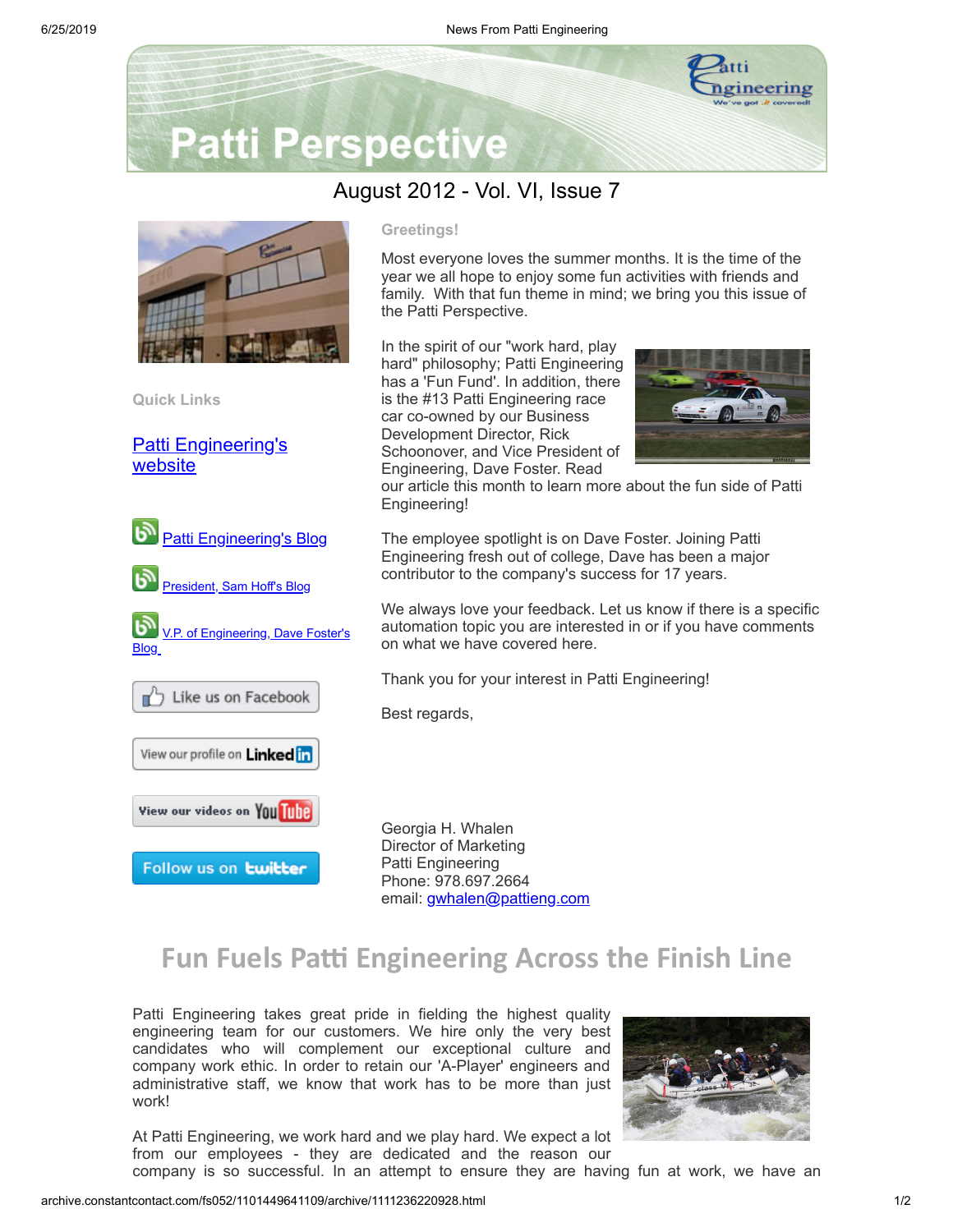# Patti Perspective

August 2012 - Vol. VI, Issue 7

**Quick Links**

[Patti Engineering's website]

[Patti Engineering's Blog]

[President, Sam Hoff's Blog]

[V.P. of Engineering, Dave Foster's Blog]

Like us on Facebook

View our profile on LinkedIn

View our videos on YouTube

Follow us on twitter

**Greetings!**

Most everyone loves the summer months. It is the time of the year we all hope to enjoy some fun activities with friends and family. With that fun theme in mind; we bring you this issue of the Patti Perspective.

In the spirit of our "work hard, play hard" philosophy; Patti Engineering has a 'Fun Fund'. In addition, there is the #13 Patti Engineering race car co-owned by our Business Development Director, Rick Schoonover, and Vice President of Engineering, Dave Foster. Read our article this month to learn more about the fun side of Patti Engineering!

The employee spotlight is on Dave Foster. Joining Patti Engineering fresh out of college, Dave has been a major contributor to the company's success for 17 years.

We always love your feedback. Let us know if there is a specific automation topic you are interested in or if you have comments on what we have covered here.

Thank you for your interest in Patti Engineering!

Best regards,

Georgia H. Whalen
Director of Marketing
Patti Engineering
Phone: 978.697.2664
email: gwhalen@pattieng.com

## Fun Fuels Patti Engineering Across the Finish Line

Patti Engineering takes great pride in fielding the highest quality engineering team for our customers. We hire only the very best candidates who will complement our exceptional culture and company work ethic. In order to retain our 'A-Player' engineers and administrative staff, we know that work has to be more than just work!

At Patti Engineering, we work hard and we play hard. We expect a lot from our employees - they are dedicated and the reason our company is so successful. In an attempt to ensure they are having fun at work, we have an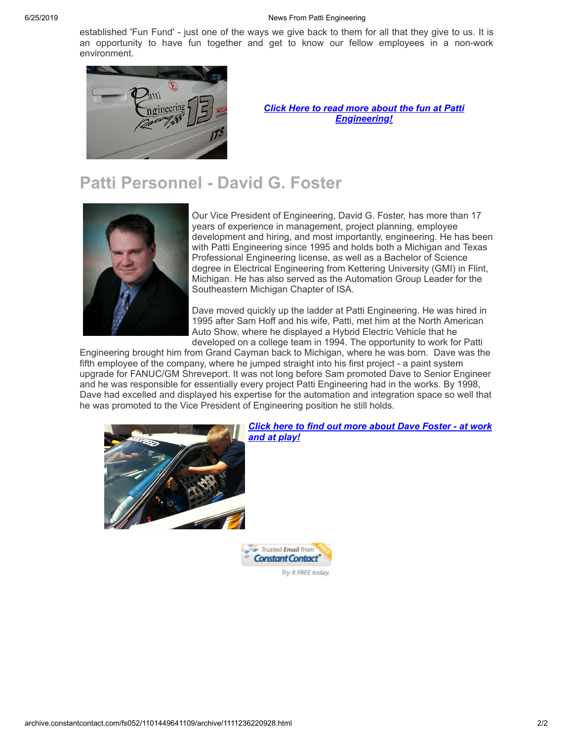established 'Fun Fund' - just one of the ways we give back to them for all that they give to us. It is an opportunity to have fun together and get to know our fellow employees in a non-work environment.

***Click Here to read more about the fun at Patti Engineering!***

## Patti Personnel - David G. Foster

Our Vice President of Engineering, David G. Foster, has more than 17 years of experience in management, project planning, employee development and hiring, and most importantly, engineering. He has been with Patti Engineering since 1995 and holds both a Michigan and Texas Professional Engineering license, as well as a Bachelor of Science degree in Electrical Engineering from Kettering University (GMI) in Flint, Michigan. He has also served as the Automation Group Leader for the Southeastern Michigan Chapter of ISA.

Dave moved quickly up the ladder at Patti Engineering. He was hired in 1995 after Sam Hoff and his wife, Patti, met him at the North American Auto Show, where he displayed a Hybrid Electric Vehicle that he developed on a college team in 1994. The opportunity to work for Patti Engineering brought him from Grand Cayman back to Michigan, where he was born. Dave was the fifth employee of the company, where he jumped straight into his first project - a paint system upgrade for FANUC/GM Shreveport. It was not long before Sam promoted Dave to Senior Engineer and he was responsible for essentially every project Patti Engineering had in the works. By 1998, Dave had excelled and displayed his expertise for the automation and integration space so well that he was promoted to the Vice President of Engineering position he still holds.

***Click here to find out more about Dave Foster - at work and at play!***

Trusted Email from Constant Contact

Try it FREE today.